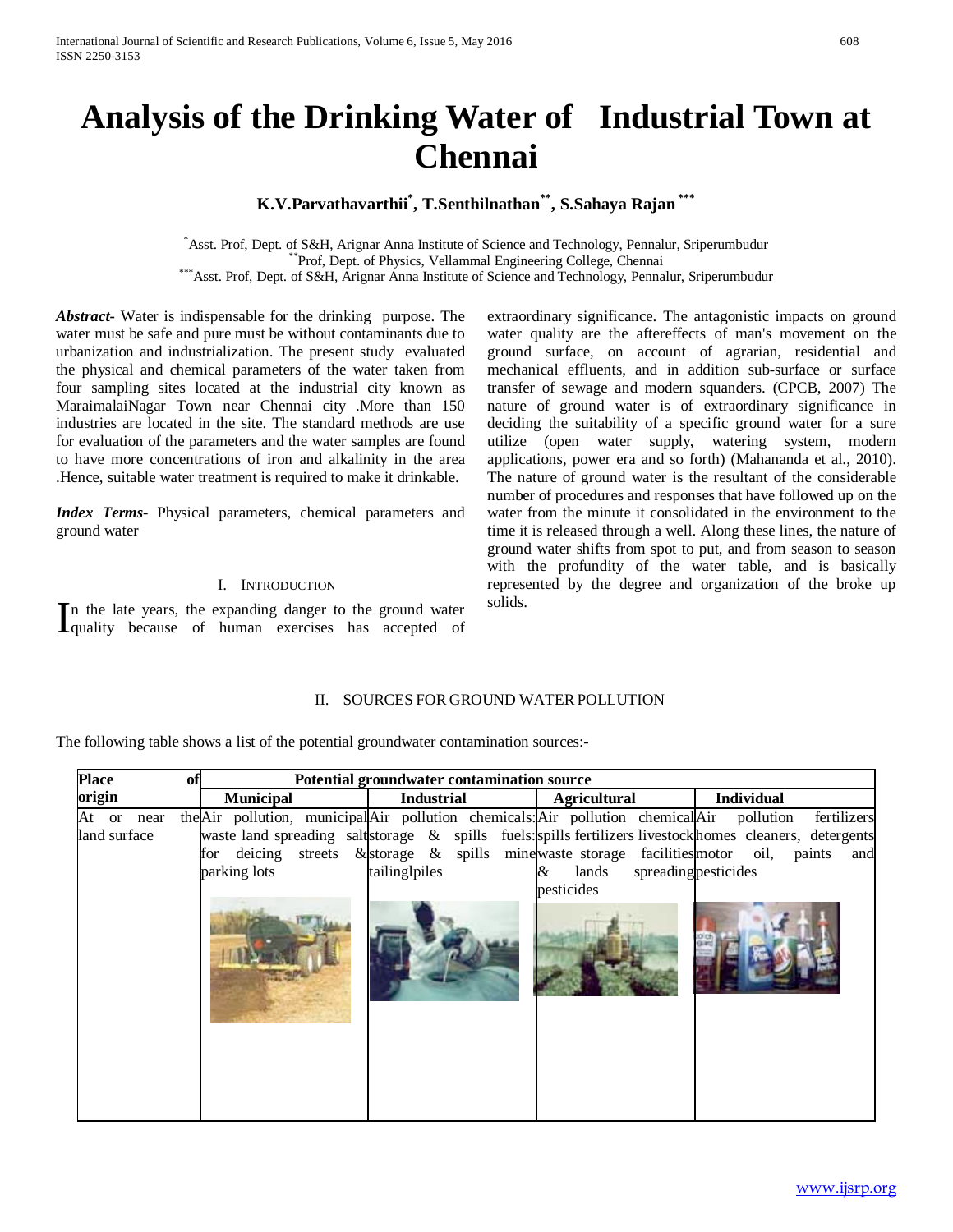# Analysis of the Drinking Water of Industrial Town at Chennai

**K.V.Parvathavarthii[*], T.Senthilnathan[**], S.Sahaya Rajan[***]**

[*] Asst. Prof, Dept. of S&H, Arignar Anna Institute of Science and Technology, Pennalur, Sriperumbudur
[**] Prof, Dept. of Physics, Vellammal Engineering College, Chennai
[***] Asst. Prof, Dept. of S&H, Arignar Anna Institute of Science and Technology, Pennalur, Sriperumbudur

***Abstract***- Water is indispensable for the drinking purpose. The water must be safe and pure must be without contaminants due to urbanization and industrialization. The present study evaluated the physical and chemical parameters of the water taken from four sampling sites located at the industrial city known as MaraimalaiNagar Town near Chennai city .More than 150 industries are located in the site. The standard methods are use for evaluation of the parameters and the water samples are found to have more concentrations of iron and alkalinity in the area .Hence, suitable water treatment is required to make it drinkable.

***Index Terms***- Physical parameters, chemical parameters and ground water

## I. Introduction

In the late years, the expanding danger to the ground water quality because of human exercises has accepted of extraordinary significance. The antagonistic impacts on ground water quality are the aftereffects of man's movement on the ground surface, on account of agrarian, residential and mechanical effluents, and in addition sub-surface or surface transfer of sewage and modern squanders. (CPCB, 2007) The nature of ground water is of extraordinary significance in deciding the suitability of a specific ground water for a sure utilize (open water supply, watering system, modern applications, power era and so forth) (Mahananda et al., 2010). The nature of ground water is the resultant of the considerable number of procedures and responses that have followed up on the water from the minute it consolidated in the environment to the time it is released through a well. Along these lines, the nature of ground water shifts from spot to put, and from season to season with the profundity of the water table, and is basically represented by the degree and organization of the broke up solids.

## II. Sources for Ground Water Pollution

The following table shows a list of the potential groundwater contamination sources:-

| Place of origin | Potential groundwater contamination source | | | |
|---|---|---|---|---|
| | **Municipal** | **Industrial** | **Agricultural** | **Individual** |
| At or near the land surface | Air pollution, municipal waste land spreading salt for deicing streets & parking lots | Air pollution chemicals: storage & spills fuels: storage & spills mine tailinglpiles | Air pollution chemical spills fertilizers livestock waste storage facilities & lands spreading pesticides | Air pollution fertilizers homes cleaners, detergents motor oil, paints and pesticides |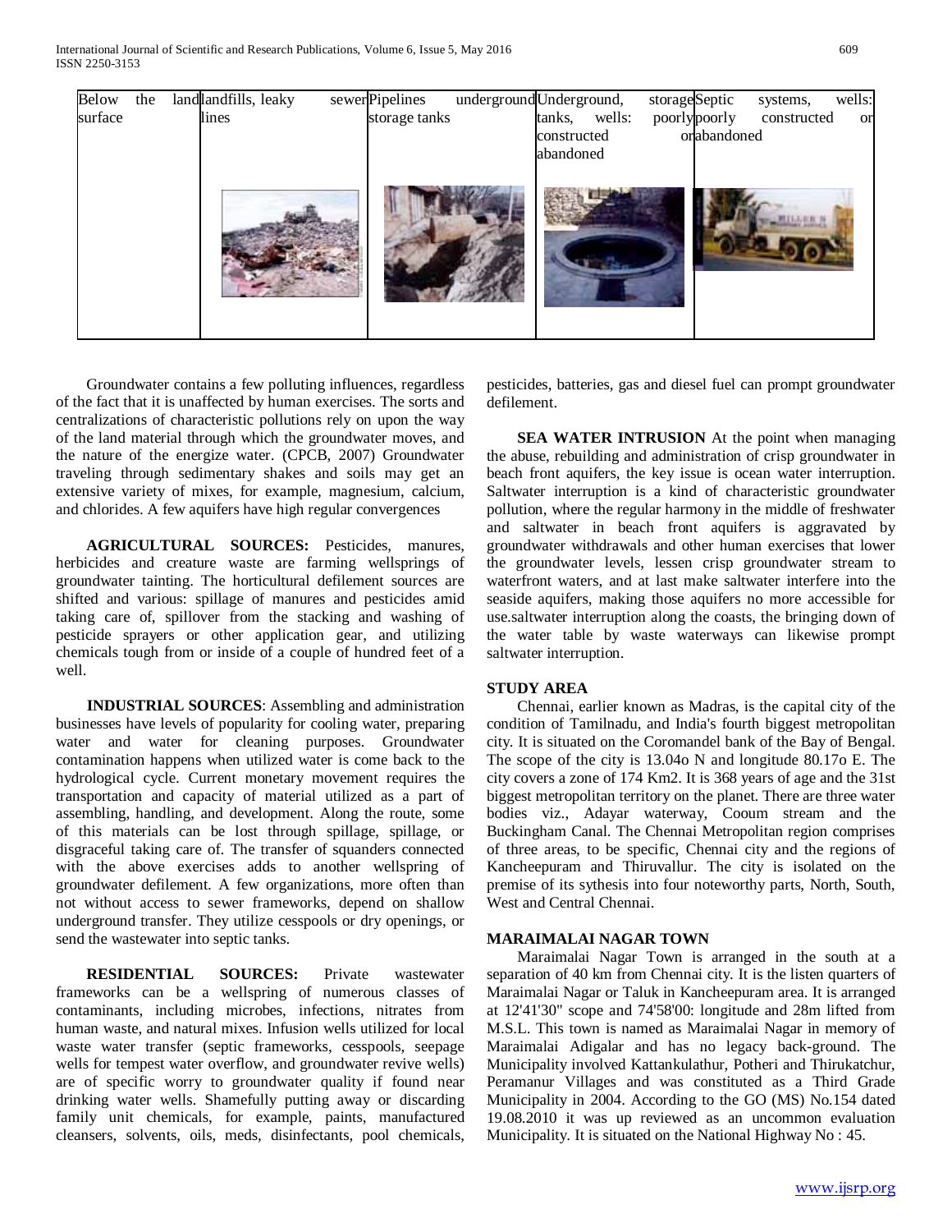| Below the land surface | landfills, leaky sewer lines | Pipelines underground storage tanks | Underground, storage tanks, wells: poorly constructed or abandoned | Septic systems, wells: poorly constructed or abandoned |
|---|---|---|---|---|
| | | | | |

Groundwater contains a few polluting influences, regardless of the fact that it is unaffected by human exercises. The sorts and centralizations of characteristic pollutions rely on upon the way of the land material through which the groundwater moves, and the nature of the energize water. (CPCB, 2007) Groundwater traveling through sedimentary shakes and soils may get an extensive variety of mixes, for example, magnesium, calcium, and chlorides. A few aquifers have high regular convergences

**AGRICULTURAL SOURCES:** Pesticides, manures, herbicides and creature waste are farming wellsprings of groundwater tainting. The horticultural defilement sources are shifted and various: spillage of manures and pesticides amid taking care of, spillover from the stacking and washing of pesticide sprayers or other application gear, and utilizing chemicals tough from or inside of a couple of hundred feet of a well.

**INDUSTRIAL SOURCES**: Assembling and administration businesses have levels of popularity for cooling water, preparing water and water for cleaning purposes. Groundwater contamination happens when utilized water is come back to the hydrological cycle. Current monetary movement requires the transportation and capacity of material utilized as a part of assembling, handling, and development. Along the route, some of this materials can be lost through spillage, spillage, or disgraceful taking care of. The transfer of squanders connected with the above exercises adds to another wellspring of groundwater defilement. A few organizations, more often than not without access to sewer frameworks, depend on shallow underground transfer. They utilize cesspools or dry openings, or send the wastewater into septic tanks.

**RESIDENTIAL SOURCES:** Private wastewater frameworks can be a wellspring of numerous classes of contaminants, including microbes, infections, nitrates from human waste, and natural mixes. Infusion wells utilized for local waste water transfer (septic frameworks, cesspools, seepage wells for tempest water overflow, and groundwater revive wells) are of specific worry to groundwater quality if found near drinking water wells. Shamefully putting away or discarding family unit chemicals, for example, paints, manufactured cleansers, solvents, oils, meds, disinfectants, pool chemicals, pesticides, batteries, gas and diesel fuel can prompt groundwater defilement.

**SEA WATER INTRUSION** At the point when managing the abuse, rebuilding and administration of crisp groundwater in beach front aquifers, the key issue is ocean water interruption. Saltwater interruption is a kind of characteristic groundwater pollution, where the regular harmony in the middle of freshwater and saltwater in beach front aquifers is aggravated by groundwater withdrawals and other human exercises that lower the groundwater levels, lessen crisp groundwater stream to waterfront waters, and at last make saltwater interfere into the seaside aquifers, making those aquifers no more accessible for use.saltwater interruption along the coasts, the bringing down of the water table by waste waterways can likewise prompt saltwater interruption.

## STUDY AREA

Chennai, earlier known as Madras, is the capital city of the condition of Tamilnadu, and India's fourth biggest metropolitan city. It is situated on the Coromandel bank of the Bay of Bengal. The scope of the city is 13.04o N and longitude 80.17o E. The city covers a zone of 174 Km2. It is 368 years of age and the 31st biggest metropolitan territory on the planet. There are three water bodies viz., Adayar waterway, Cooum stream and the Buckingham Canal. The Chennai Metropolitan region comprises of three areas, to be specific, Chennai city and the regions of Kancheepuram and Thiruvallur. The city is isolated on the premise of its sythesis into four noteworthy parts, North, South, West and Central Chennai.

## MARAIMALAI NAGAR TOWN

Maraimalai Nagar Town is arranged in the south at a separation of 40 km from Chennai city. It is the listen quarters of Maraimalai Nagar or Taluk in Kancheepuram area. It is arranged at 12'41'30" scope and 74'58'00: longitude and 28m lifted from M.S.L. This town is named as Maraimalai Nagar in memory of Maraimalai Adigalar and has no legacy back-ground. The Municipality involved Kattankulathur, Potheri and Thirukatchur, Peramanur Villages and was constituted as a Third Grade Municipality in 2004. According to the GO (MS) No.154 dated 19.08.2010 it was up reviewed as an uncommon evaluation Municipality. It is situated on the National Highway No : 45.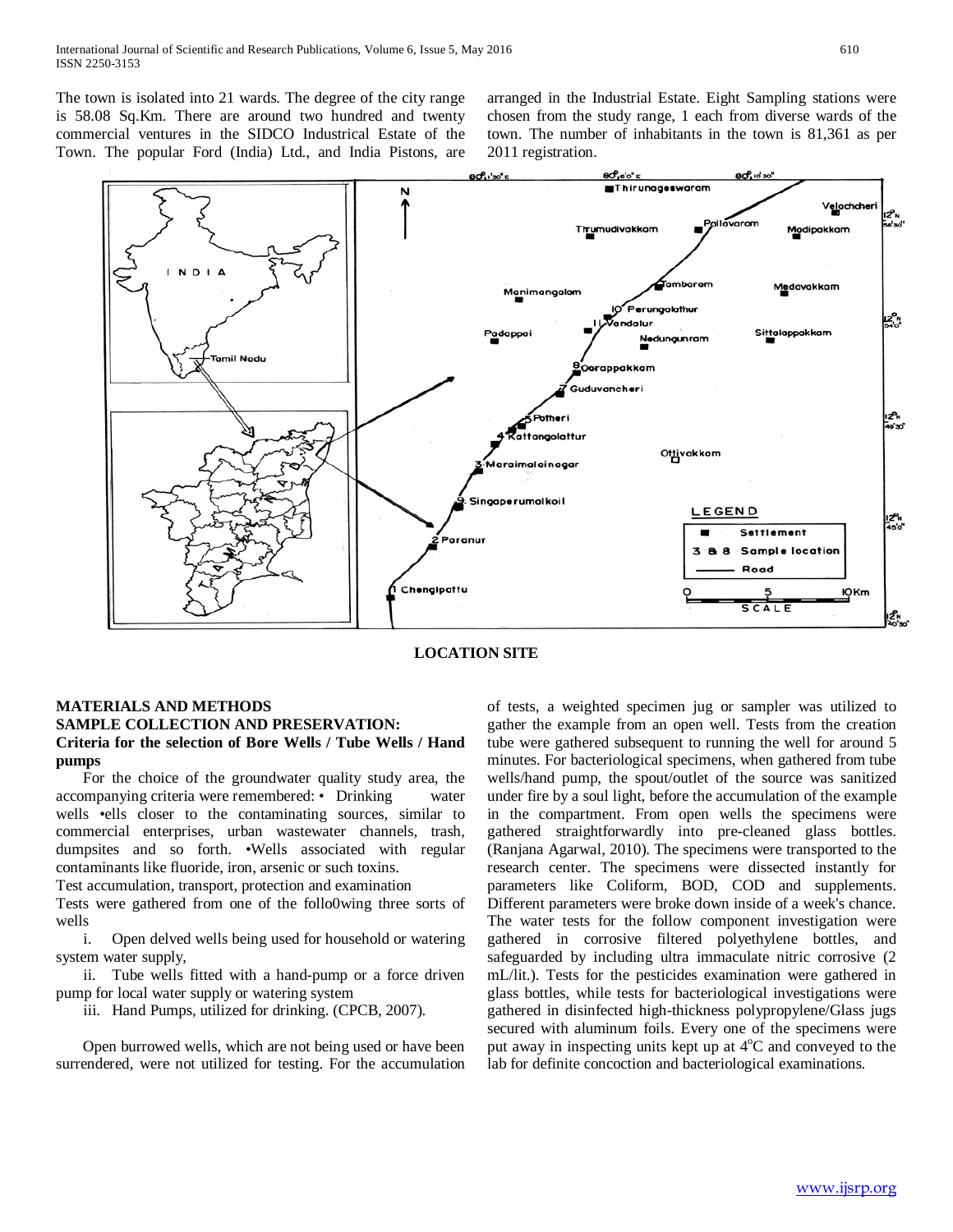The town is isolated into 21 wards. The degree of the city range is 58.08 Sq.Km. There are around two hundred and twenty commercial ventures in the SIDCO Industrical Estate of the Town. The popular Ford (India) Ltd., and India Pistons, are arranged in the Industrial Estate. Eight Sampling stations were chosen from the study range, 1 each from diverse wards of the town. The number of inhabitants in the town is 81,361 as per 2011 registration.

**LOCATION SITE**

## MATERIALS AND METHODS

### SAMPLE COLLECTION AND PRESERVATION:

**Criteria for the selection of Bore Wells / Tube Wells / Hand pumps**

For the choice of the groundwater quality study area, the accompanying criteria were remembered: • Drinking water wells •ells closer to the contaminating sources, similar to commercial enterprises, urban wastewater channels, trash, dumpsites and so forth. •Wells associated with regular contaminants like fluoride, iron, arsenic or such toxins.

Test accumulation, transport, protection and examination

Tests were gathered from one of the follo0wing three sorts of wells

i. Open delved wells being used for household or watering system water supply,

ii. Tube wells fitted with a hand-pump or a force driven pump for local water supply or watering system

iii. Hand Pumps, utilized for drinking. (CPCB, 2007).

Open burrowed wells, which are not being used or have been surrendered, were not utilized for testing. For the accumulation of tests, a weighted specimen jug or sampler was utilized to gather the example from an open well. Tests from the creation tube were gathered subsequent to running the well for around 5 minutes. For bacteriological specimens, when gathered from tube wells/hand pump, the spout/outlet of the source was sanitized under fire by a soul light, before the accumulation of the example in the compartment. From open wells the specimens were gathered straightforwardly into pre-cleaned glass bottles. (Ranjana Agarwal, 2010). The specimens were transported to the research center. The specimens were dissected instantly for parameters like Coliform, BOD, COD and supplements. Different parameters were broke down inside of a week's chance. The water tests for the follow component investigation were gathered in corrosive filtered polyethylene bottles, and safeguarded by including ultra immaculate nitric corrosive (2 mL/lit.). Tests for the pesticides examination were gathered in glass bottles, while tests for bacteriological investigations were gathered in disinfected high-thickness polypropylene/Glass jugs secured with aluminum foils. Every one of the specimens were put away in inspecting units kept up at $4^{o}$C and conveyed to the lab for definite concoction and bacteriological examinations.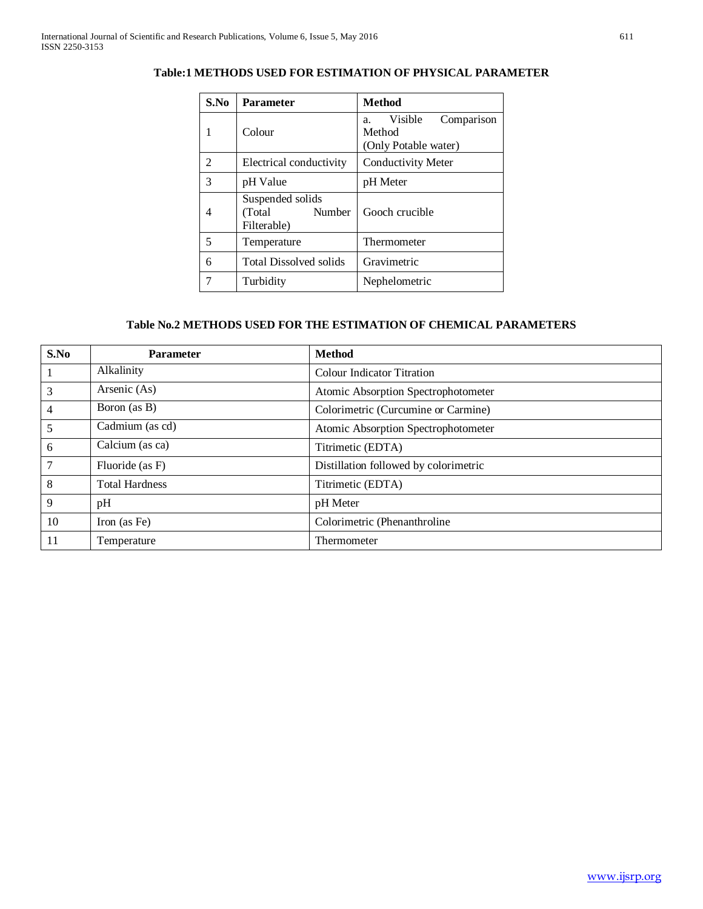**Table:1 METHODS USED FOR ESTIMATION OF PHYSICAL PARAMETER**

| S.No | Parameter | Method |
| --- | --- | --- |
| 1 | Colour | a. Visible Comparison Method (Only Potable water) |
| 2 | Electrical conductivity | Conductivity Meter |
| 3 | pH Value | pH Meter |
| 4 | Suspended solids (Total Number Filterable) | Gooch crucible |
| 5 | Temperature | Thermometer |
| 6 | Total Dissolved solids | Gravimetric |
| 7 | Turbidity | Nephelometric |

**Table No.2 METHODS USED FOR THE ESTIMATION OF CHEMICAL PARAMETERS**

| S.No | Parameter | Method |
| --- | --- | --- |
| 1 | Alkalinity | Colour Indicator Titration |
| 3 | Arsenic (As) | Atomic Absorption Spectrophotometer |
| 4 | Boron (as B) | Colorimetric (Curcumine or Carmine) |
| 5 | Cadmium (as cd) | Atomic Absorption Spectrophotometer |
| 6 | Calcium (as ca) | Titrimetic (EDTA) |
| 7 | Fluoride (as F) | Distillation followed by colorimetric |
| 8 | Total Hardness | Titrimetic (EDTA) |
| 9 | pH | pH Meter |
| 10 | Iron (as Fe) | Colorimetric (Phenanthroline |
| 11 | Temperature | Thermometer |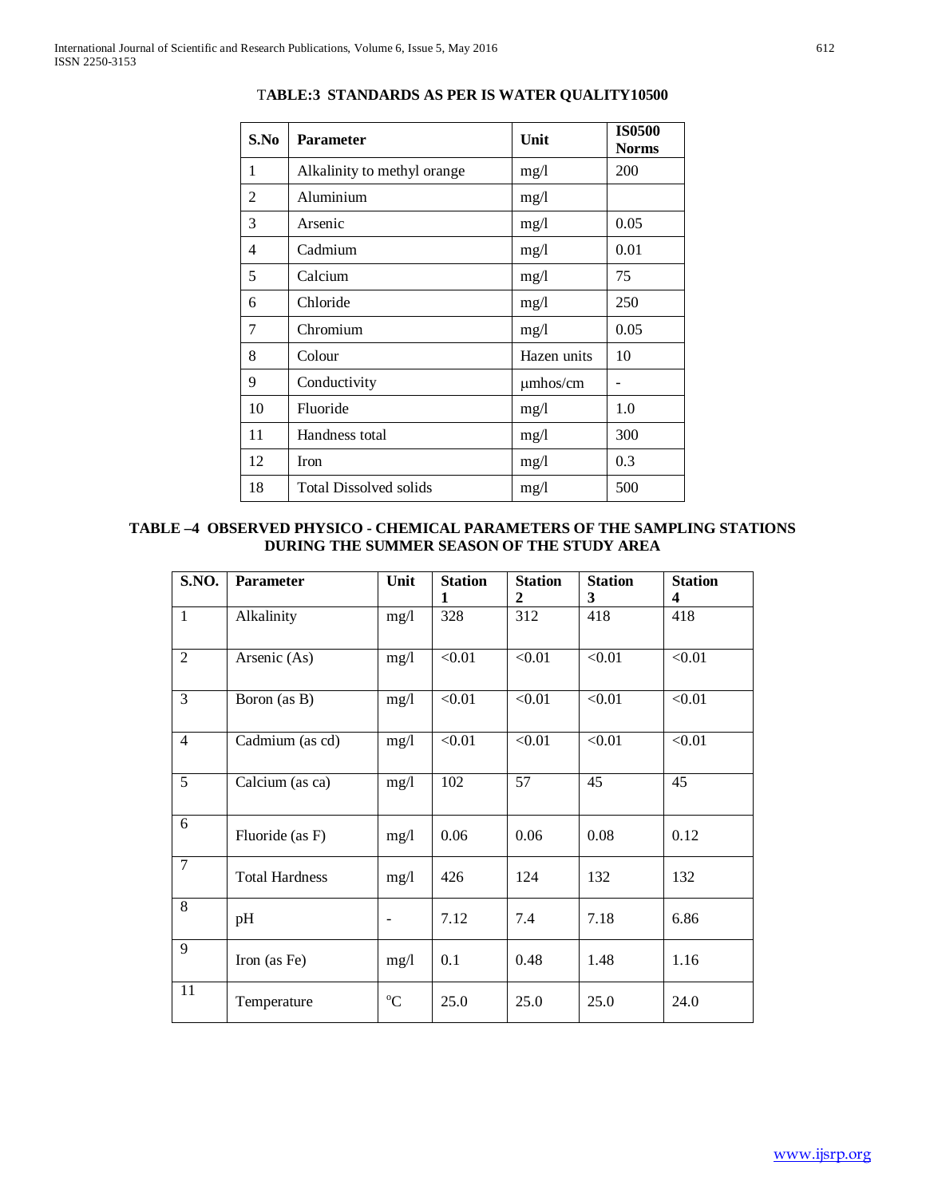### TABLE:3 STANDARDS AS PER IS WATER QUALITY10500

| S.No | Parameter | Unit | IS0500 Norms |
|---|---|---|---|
| 1 | Alkalinity to methyl orange | mg/l | 200 |
| 2 | Aluminium | mg/l | |
| 3 | Arsenic | mg/l | 0.05 |
| 4 | Cadmium | mg/l | 0.01 |
| 5 | Calcium | mg/l | 75 |
| 6 | Chloride | mg/l | 250 |
| 7 | Chromium | mg/l | 0.05 |
| 8 | Colour | Hazen units | 10 |
| 9 | Conductivity | μmhos/cm | - |
| 10 | Fluoride | mg/l | 1.0 |
| 11 | Handness total | mg/l | 300 |
| 12 | Iron | mg/l | 0.3 |
| 18 | Total Dissolved solids | mg/l | 500 |

### TABLE –4 OBSERVED PHYSICO - CHEMICAL PARAMETERS OF THE SAMPLING STATIONS DURING THE SUMMER SEASON OF THE STUDY AREA

| S.NO. | Parameter | Unit | Station 1 | Station 2 | Station 3 | Station 4 |
|---|---|---|---|---|---|---|
| 1 | Alkalinity | mg/l | 328 | 312 | 418 | 418 |
| 2 | Arsenic (As) | mg/l | <0.01 | <0.01 | <0.01 | <0.01 |
| 3 | Boron (as B) | mg/l | <0.01 | <0.01 | <0.01 | <0.01 |
| 4 | Cadmium (as cd) | mg/l | <0.01 | <0.01 | <0.01 | <0.01 |
| 5 | Calcium (as ca) | mg/l | 102 | 57 | 45 | 45 |
| 6 | Fluoride (as F) | mg/l | 0.06 | 0.06 | 0.08 | 0.12 |
| 7 | Total Hardness | mg/l | 426 | 124 | 132 | 132 |
| 8 | pH | - | 7.12 | 7.4 | 7.18 | 6.86 |
| 9 | Iron (as Fe) | mg/l | 0.1 | 0.48 | 1.48 | 1.16 |
| 11 | Temperature | °C | 25.0 | 25.0 | 25.0 | 24.0 |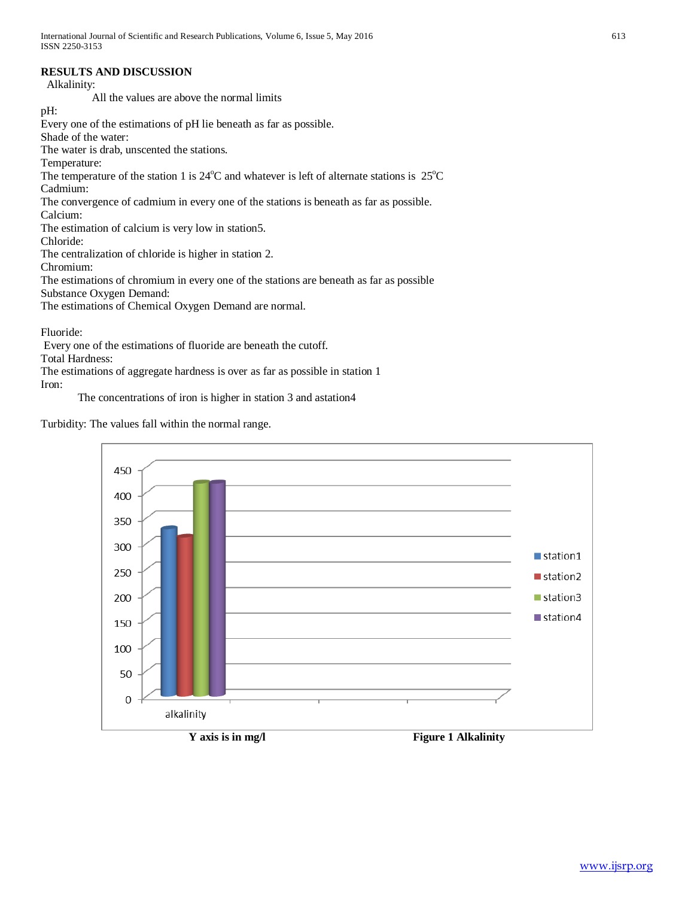## RESULTS AND DISCUSSION

Alkalinity:

All the values are above the normal limits

pH:

Every one of the estimations of pH lie beneath as far as possible.

Shade of the water:

The water is drab, unscented the stations.

Temperature:

The temperature of the station 1 is 24°C and whatever is left of alternate stations is 25°C

Cadmium:

The convergence of cadmium in every one of the stations is beneath as far as possible.

Calcium:

The estimation of calcium is very low in station5.

Chloride:

The centralization of chloride is higher in station 2.

Chromium:

The estimations of chromium in every one of the stations are beneath as far as possible

Substance Oxygen Demand:

The estimations of Chemical Oxygen Demand are normal.

Fluoride:

Every one of the estimations of fluoride are beneath the cutoff.

Total Hardness:

The estimations of aggregate hardness is over as far as possible in station 1

Iron:

The concentrations of iron is higher in station 3 and astation4

Turbidity: The values fall within the normal range.

**Y axis is in mg/l** **Figure 1 Alkalinity**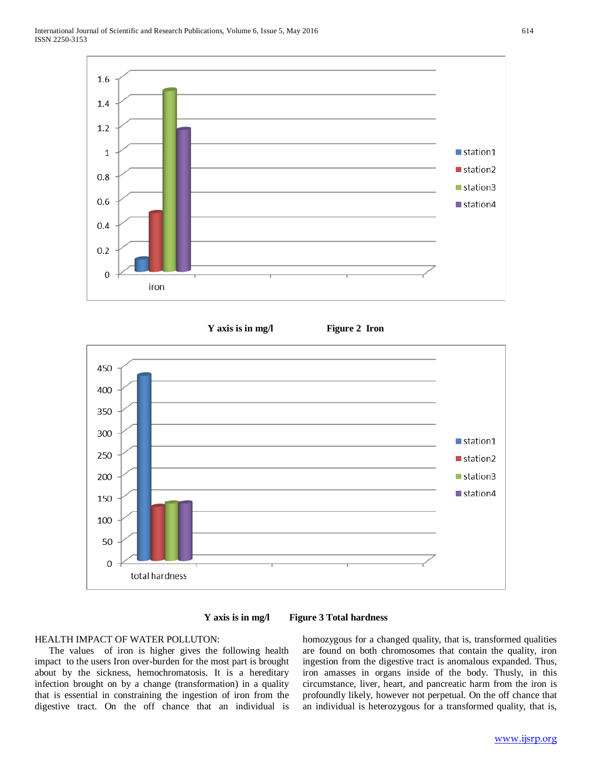Y axis is in mg/l **Figure 2 Iron**

Y axis is in mg/l **Figure 3 Total hardness**

HEALTH IMPACT OF WATER POLLUTON:

The values of iron is higher gives the following health impact to the users Iron over-burden for the most part is brought about by the sickness, hemochromatosis. It is a hereditary infection brought on by a change (transformation) in a quality that is essential in constraining the ingestion of iron from the digestive tract. On the off chance that an individual is homozygous for a changed quality, that is, transformed qualities are found on both chromosomes that contain the quality, iron ingestion from the digestive tract is anomalous expanded. Thus, iron amasses in organs inside of the body. Thusly, in this circumstance, liver, heart, and pancreatic harm from the iron is profoundly likely, however not perpetual. On the off chance that an individual is heterozygous for a transformed quality, that is,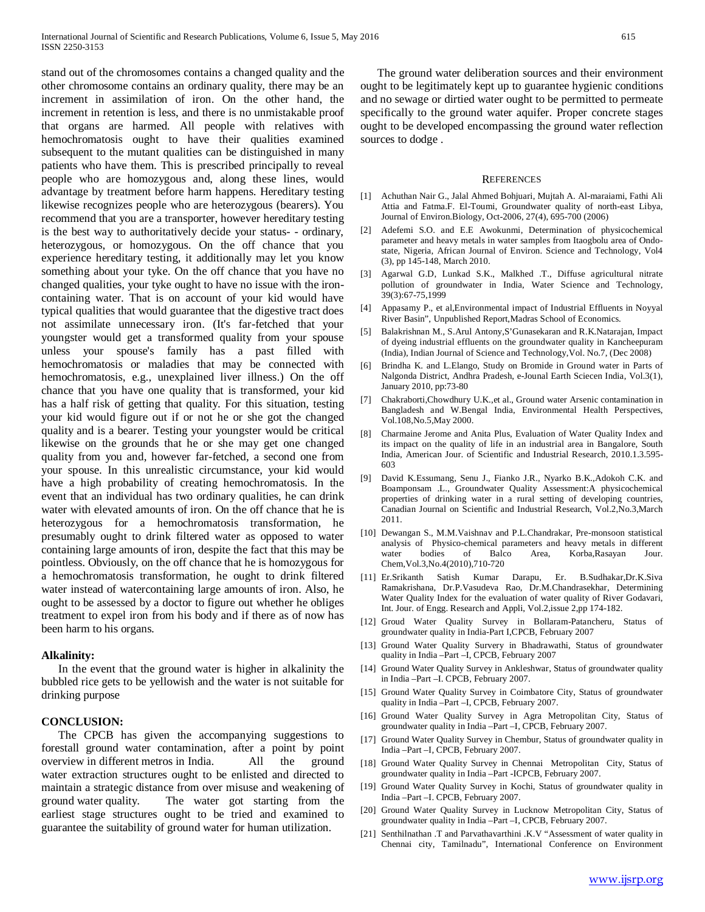stand out of the chromosomes contains a changed quality and the other chromosome contains an ordinary quality, there may be an increment in assimilation of iron. On the other hand, the increment in retention is less, and there is no unmistakable proof that organs are harmed. All people with relatives with hemochromatosis ought to have their qualities examined subsequent to the mutant qualities can be distinguished in many patients who have them. This is prescribed principally to reveal people who are homozygous and, along these lines, would advantage by treatment before harm happens. Hereditary testing likewise recognizes people who are heterozygous (bearers). You recommend that you are a transporter, however hereditary testing is the best way to authoritatively decide your status- - ordinary, heterozygous, or homozygous. On the off chance that you experience hereditary testing, it additionally may let you know something about your tyke. On the off chance that you have no changed qualities, your tyke ought to have no issue with the iron-containing water. That is on account of your kid would have typical qualities that would guarantee that the digestive tract does not assimilate unnecessary iron. (It's far-fetched that your youngster would get a transformed quality from your spouse unless your spouse's family has a past filled with hemochromatosis or maladies that may be connected with hemochromatosis, e.g., unexplained liver illness.) On the off chance that you have one quality that is transformed, your kid has a half risk of getting that quality. For this situation, testing your kid would figure out if or not he or she got the changed quality and is a bearer. Testing your youngster would be critical likewise on the grounds that he or she may get one changed quality from you and, however far-fetched, a second one from your spouse. In this unrealistic circumstance, your kid would have a high probability of creating hemochromatosis. In the event that an individual has two ordinary qualities, he can drink water with elevated amounts of iron. On the off chance that he is heterozygous for a hemochromatosis transformation, he presumably ought to drink filtered water as opposed to water containing large amounts of iron, despite the fact that this may be pointless. Obviously, on the off chance that he is homozygous for a hemochromatosis transformation, he ought to drink filtered water instead of watercontaining large amounts of iron. Also, he ought to be assessed by a doctor to figure out whether he obliges treatment to expel iron from his body and if there as of now has been harm to his organs.

**Alkalinity:**

In the event that the ground water is higher in alkalinity the bubbled rice gets to be yellowish and the water is not suitable for drinking purpose

**CONCLUSION:**

The CPCB has given the accompanying suggestions to forestall ground water contamination, after a point by point overview in different metros in India. All the ground water extraction structures ought to be enlisted and directed to maintain a strategic distance from over misuse and weakening of ground water quality. The water got starting from the earliest stage structures ought to be tried and examined to guarantee the suitability of ground water for human utilization.

The ground water deliberation sources and their environment ought to be legitimately kept up to guarantee hygienic conditions and no sewage or dirtied water ought to be permitted to permeate specifically to the ground water aquifer. Proper concrete stages ought to be developed encompassing the ground water reflection sources to dodge .

## REFERENCES

[1] Achuthan Nair G., Jalal Ahmed Bohjuari, Mujtah A. Al-maraiami, Fathi Ali Attia and Fatma.F. El-Toumi, Groundwater quality of north-east Libya, Journal of Environ.Biology, Oct-2006, 27(4), 695-700 (2006)

[2] Adefemi S.O. and E.E Awokunmi, Determination of physicochemical parameter and heavy metals in water samples from Itaogbolu area of Ondo-state, Nigeria, African Journal of Environ. Science and Technology, Vol4 (3), pp 145-148, March 2010.

[3] Agarwal G.D, Lunkad S.K., Malkhed .T., Diffuse agricultural nitrate pollution of groundwater in India, Water Science and Technology, 39(3):67-75,1999

[4] Appasamy P., et al,Environmental impact of Industrial Effluents in Noyyal River Basin", Unpublished Report,Madras School of Economics.

[5] Balakrishnan M., S.Arul Antony,S'Gunasekaran and R.K.Natarajan, Impact of dyeing industrial effluents on the groundwater quality in Kancheepuram (India), Indian Journal of Science and Technology,Vol. No.7, (Dec 2008)

[6] Brindha K. and L.Elango, Study on Bromide in Ground water in Parts of Nalgonda District, Andhra Pradesh, e-Jounal Earth Sciecen India, Vol.3(1), January 2010, pp:73-80

[7] Chakraborti,Chowdhury U.K.,et al., Ground water Arsenic contamination in Bangladesh and W.Bengal India, Environmental Health Perspectives, Vol.108,No.5,May 2000.

[8] Charmaine Jerome and Anita Plus, Evaluation of Water Quality Index and its impact on the quality of life in an industrial area in Bangalore, South India, American Jour. of Scientific and Industrial Research, 2010.1.3.595-603

[9] David K.Essumang, Senu J., Fianko J.R., Nyarko B.K.,Adokoh C.K. and Boamponsam .L., Groundwater Quality Assessment:A physicochemical properties of drinking water in a rural setting of developing countries, Canadian Journal on Scientific and Industrial Research, Vol.2,No.3,March 2011.

[10] Dewangan S., M.M.Vaishnav and P.L.Chandrakar, Pre-monsoon statistical analysis of Physico-chemical parameters and heavy metals in different water bodies of Balco Area, Korba,Rasayan Jour. Chem,Vol.3,No.4(2010),710-720

[11] Er.Srikanth Satish Kumar Darapu, Er. B.Sudhakar,Dr.K.Siva Ramakrishana, Dr.P.Vasudeva Rao, Dr.M.Chandrasekhar, Determining Water Quality Index for the evaluation of water quality of River Godavari, Int. Jour. of Engg. Research and Appli, Vol.2,issue 2,pp 174-182.

[12] Groud Water Quality Survey in Bollaram-Patancheru, Status of groundwater quality in India-Part I,CPCB, February 2007

[13] Ground Water Quality Survery in Bhadrawathi, Status of groundwater quality in India –Part –I, CPCB, February 2007

[14] Ground Water Quality Survey in Ankleshwar, Status of groundwater quality in India –Part –I. CPCB, February 2007.

[15] Ground Water Quality Survey in Coimbatore City, Status of groundwater quality in India –Part –I, CPCB, February 2007.

[16] Ground Water Quality Survey in Agra Metropolitan City, Status of groundwater quality in India –Part –I, CPCB, February 2007.

[17] Ground Water Quality Survey in Chembur, Status of groundwater quality in India –Part –I, CPCB, February 2007.

[18] Ground Water Quality Survey in Chennai Metropolitan City, Status of groundwater quality in India –Part -ICPCB, February 2007.

[19] Ground Water Quality Survey in Kochi, Status of groundwater quality in India –Part –I. CPCB, February 2007.

[20] Ground Water Quality Survey in Lucknow Metropolitan City, Status of groundwater quality in India –Part –I, CPCB, February 2007.

[21] Senthilnathan .T and Parvathavarthini .K.V "Assessment of water quality in Chennai city, Tamilnadu", International Conference on Environment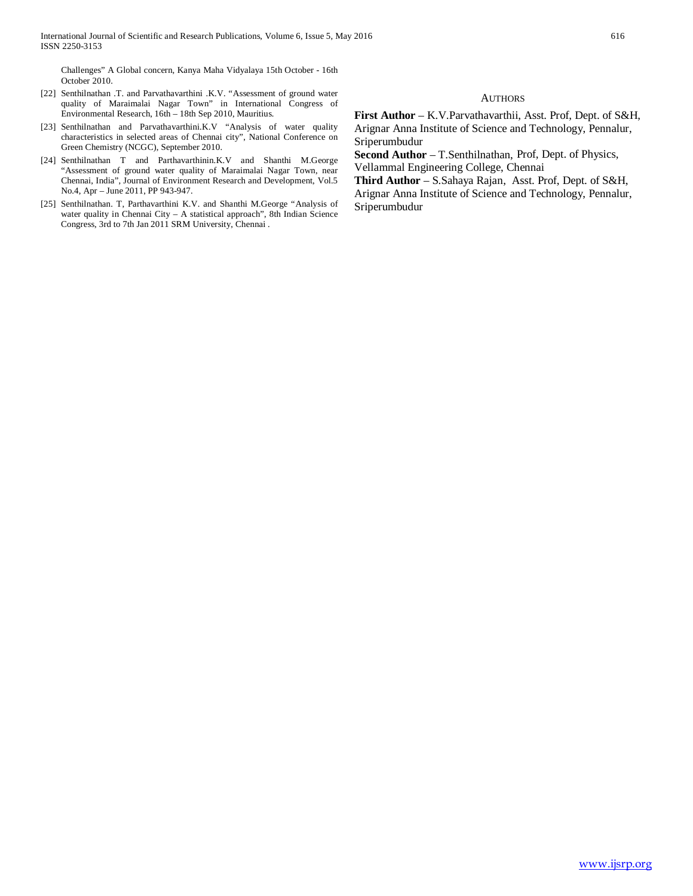Challenges" A Global concern, Kanya Maha Vidyalaya 15th October - 16th October 2010.

[22] Senthilnathan .T. and Parvathavarthini .K.V. "Assessment of ground water quality of Maraimalai Nagar Town" in International Congress of Environmental Research, 16th – 18th Sep 2010, Mauritius.

[23] Senthilnathan and Parvathavarthini.K.V "Analysis of water quality characteristics in selected areas of Chennai city", National Conference on Green Chemistry (NCGC), September 2010.

[24] Senthilnathan T and Parthavarthinin.K.V and Shanthi M.George "Assessment of ground water quality of Maraimalai Nagar Town, near Chennai, India", Journal of Environment Research and Development, Vol.5 No.4, Apr – June 2011, PP 943-947.

[25] Senthilnathan. T, Parthavarthini K.V. and Shanthi M.George "Analysis of water quality in Chennai City – A statistical approach", 8th Indian Science Congress, 3rd to 7th Jan 2011 SRM University, Chennai .

## Authors

**First Author** – K.V.Parvathavarthii, Asst. Prof, Dept. of S&H, Arignar Anna Institute of Science and Technology, Pennalur, Sriperumbudur

**Second Author** – T.Senthilnathan, Prof, Dept. of Physics, Vellammal Engineering College, Chennai

**Third Author** – S.Sahaya Rajan, Asst. Prof, Dept. of S&H, Arignar Anna Institute of Science and Technology, Pennalur, Sriperumbudur